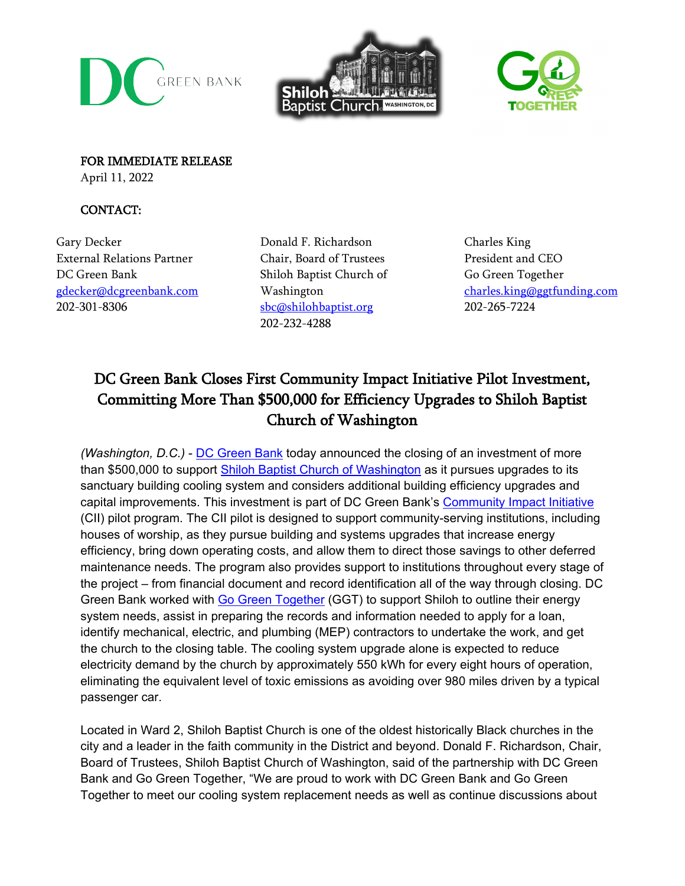**FOR IMMEDIATE RELEASE**
April 11, 2022

**CONTACT:**

Gary Decker
External Relations Partner
DC Green Bank
gdecker@dcgreenbank.com
202-301-8306

Donald F. Richardson
Chair, Board of Trustees
Shiloh Baptist Church of Washington
sbc@shilohbaptist.org
202-232-4288

Charles King
President and CEO
Go Green Together
charles.king@ggtfunding.com
202-265-7224

# DC Green Bank Closes First Community Impact Initiative Pilot Investment, Committing More Than $500,000 for Efficiency Upgrades to Shiloh Baptist Church of Washington

*(Washington, D.C.)* - DC Green Bank today announced the closing of an investment of more than $500,000 to support Shiloh Baptist Church of Washington as it pursues upgrades to its sanctuary building cooling system and considers additional building efficiency upgrades and capital improvements. This investment is part of DC Green Bank's Community Impact Initiative (CII) pilot program. The CII pilot is designed to support community-serving institutions, including houses of worship, as they pursue building and systems upgrades that increase energy efficiency, bring down operating costs, and allow them to direct those savings to other deferred maintenance needs. The program also provides support to institutions throughout every stage of the project – from financial document and record identification all of the way through closing. DC Green Bank worked with Go Green Together (GGT) to support Shiloh to outline their energy system needs, assist in preparing the records and information needed to apply for a loan, identify mechanical, electric, and plumbing (MEP) contractors to undertake the work, and get the church to the closing table. The cooling system upgrade alone is expected to reduce electricity demand by the church by approximately 550 kWh for every eight hours of operation, eliminating the equivalent level of toxic emissions as avoiding over 980 miles driven by a typical passenger car.

Located in Ward 2, Shiloh Baptist Church is one of the oldest historically Black churches in the city and a leader in the faith community in the District and beyond. Donald F. Richardson, Chair, Board of Trustees, Shiloh Baptist Church of Washington, said of the partnership with DC Green Bank and Go Green Together, "We are proud to work with DC Green Bank and Go Green Together to meet our cooling system replacement needs as well as continue discussions about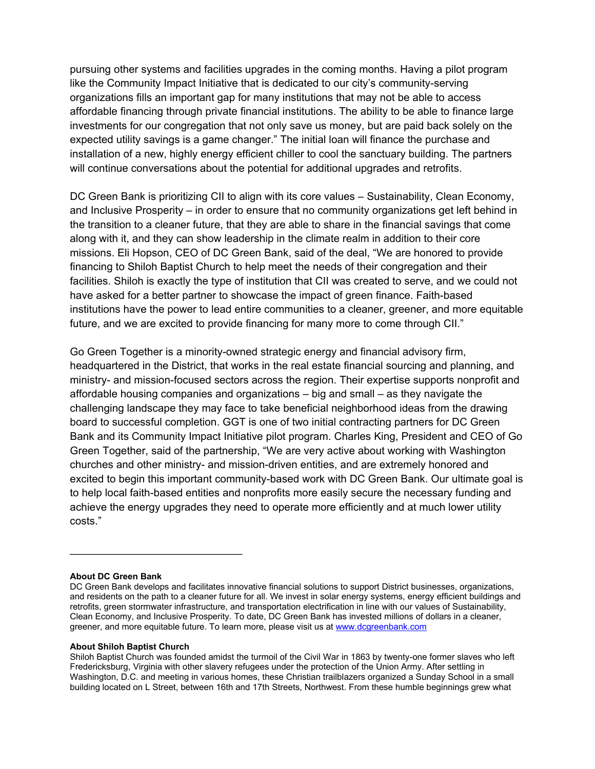pursuing other systems and facilities upgrades in the coming months. Having a pilot program like the Community Impact Initiative that is dedicated to our city's community-serving organizations fills an important gap for many institutions that may not be able to access affordable financing through private financial institutions. The ability to be able to finance large investments for our congregation that not only save us money, but are paid back solely on the expected utility savings is a game changer." The initial loan will finance the purchase and installation of a new, highly energy efficient chiller to cool the sanctuary building. The partners will continue conversations about the potential for additional upgrades and retrofits.

DC Green Bank is prioritizing CII to align with its core values – Sustainability, Clean Economy, and Inclusive Prosperity – in order to ensure that no community organizations get left behind in the transition to a cleaner future, that they are able to share in the financial savings that come along with it, and they can show leadership in the climate realm in addition to their core missions. Eli Hopson, CEO of DC Green Bank, said of the deal, "We are honored to provide financing to Shiloh Baptist Church to help meet the needs of their congregation and their facilities. Shiloh is exactly the type of institution that CII was created to serve, and we could not have asked for a better partner to showcase the impact of green finance. Faith-based institutions have the power to lead entire communities to a cleaner, greener, and more equitable future, and we are excited to provide financing for many more to come through CII."

Go Green Together is a minority-owned strategic energy and financial advisory firm, headquartered in the District, that works in the real estate financial sourcing and planning, and ministry- and mission-focused sectors across the region. Their expertise supports nonprofit and affordable housing companies and organizations – big and small – as they navigate the challenging landscape they may face to take beneficial neighborhood ideas from the drawing board to successful completion. GGT is one of two initial contracting partners for DC Green Bank and its Community Impact Initiative pilot program. Charles King, President and CEO of Go Green Together, said of the partnership, "We are very active about working with Washington churches and other ministry- and mission-driven entities, and are extremely honored and excited to begin this important community-based work with DC Green Bank. Our ultimate goal is to help local faith-based entities and nonprofits more easily secure the necessary funding and achieve the energy upgrades they need to operate more efficiently and at much lower utility costs."

---

**About DC Green Bank**

DC Green Bank develops and facilitates innovative financial solutions to support District businesses, organizations, and residents on the path to a cleaner future for all. We invest in solar energy systems, energy efficient buildings and retrofits, green stormwater infrastructure, and transportation electrification in line with our values of Sustainability, Clean Economy, and Inclusive Prosperity. To date, DC Green Bank has invested millions of dollars in a cleaner, greener, and more equitable future. To learn more, please visit us at [www.dcgreenbank.com](http://www.dcgreenbank.com)

**About Shiloh Baptist Church**

Shiloh Baptist Church was founded amidst the turmoil of the Civil War in 1863 by twenty-one former slaves who left Fredericksburg, Virginia with other slavery refugees under the protection of the Union Army. After settling in Washington, D.C. and meeting in various homes, these Christian trailblazers organized a Sunday School in a small building located on L Street, between 16th and 17th Streets, Northwest. From these humble beginnings grew what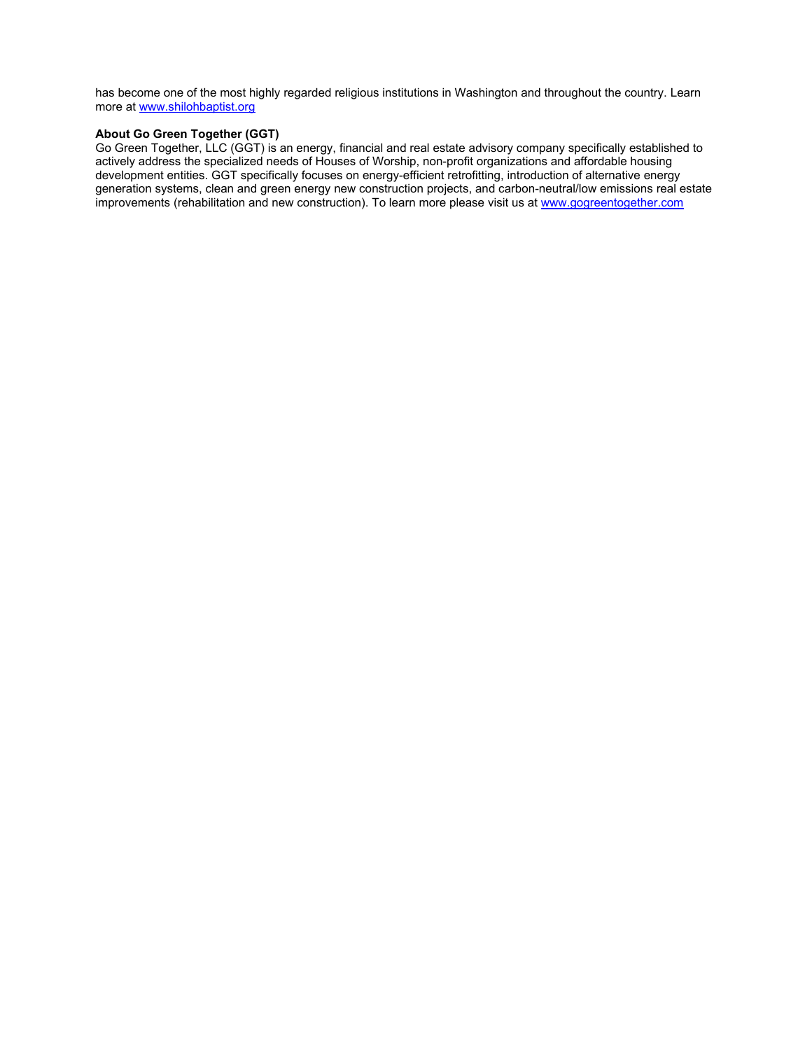has become one of the most highly regarded religious institutions in Washington and throughout the country. Learn more at www.shilohbaptist.org

**About Go Green Together (GGT)**

Go Green Together, LLC (GGT) is an energy, financial and real estate advisory company specifically established to actively address the specialized needs of Houses of Worship, non-profit organizations and affordable housing development entities. GGT specifically focuses on energy-efficient retrofitting, introduction of alternative energy generation systems, clean and green energy new construction projects, and carbon-neutral/low emissions real estate improvements (rehabilitation and new construction). To learn more please visit us at www.gogreentogether.com